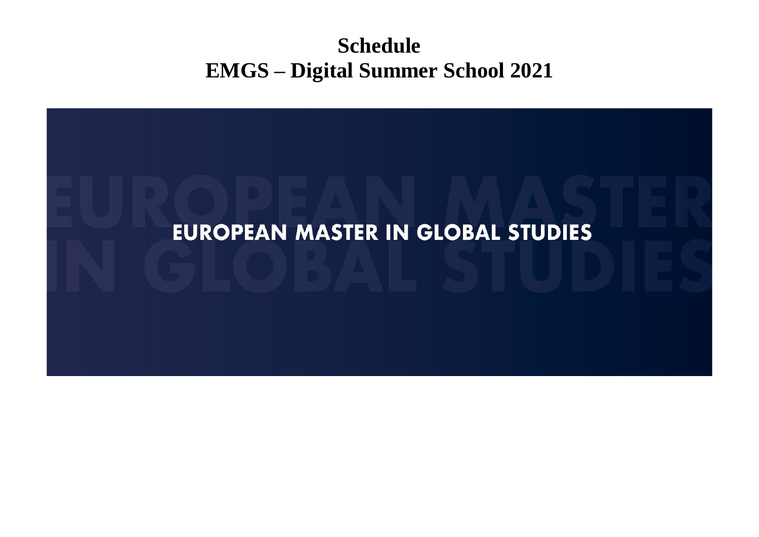# Schedule
# EMGS – Digital Summer School 2021

EUROPEAN MASTER IN GLOBAL STUDIES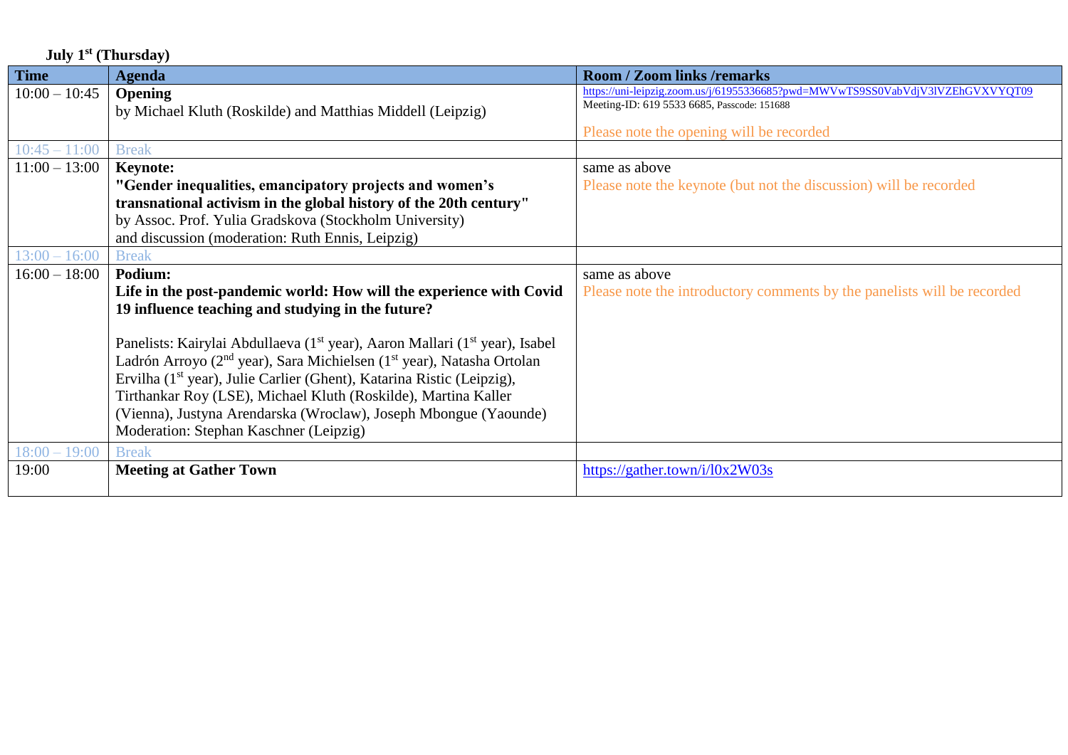**July 1st (Thursday)**

| Time | Agenda | Room / Zoom links /remarks |
|---|---|---|
| 10:00 – 10:45 | **Opening**<br>by Michael Kluth (Roskilde) and Matthias Middell (Leipzig) | https://uni-leipzig.zoom.us/j/61955336685?pwd=MWVwTS9SS0VabVdjV3lVZEhGVXVYQT09<br>Meeting-ID: 619 5533 6685, Passcode: 151688<br><br>Please note the opening will be recorded |
| 10:45 – 11:00 | Break | |
| 11:00 – 13:00 | **Keynote:**<br>**"Gender inequalities, emancipatory projects and women's transnational activism in the global history of the 20th century"**<br>by Assoc. Prof. Yulia Gradskova (Stockholm University)<br>and discussion (moderation: Ruth Ennis, Leipzig) | same as above<br>Please note the keynote (but not the discussion) will be recorded |
| 13:00 – 16:00 | Break | |
| 16:00 – 18:00 | **Podium:**<br>**Life in the post-pandemic world: How will the experience with Covid 19 influence teaching and studying in the future?**<br><br>Panelists: Kairylai Abdullaeva (1st year), Aaron Mallari (1st year), Isabel Ladrón Arroyo (2nd year), Sara Michielsen (1st year), Natasha Ortolan Ervilha (1st year), Julie Carlier (Ghent), Katarina Ristic (Leipzig), Tirthankar Roy (LSE), Michael Kluth (Roskilde), Martina Kaller (Vienna), Justyna Arendarska (Wroclaw), Joseph Mbongue (Yaounde)<br>Moderation: Stephan Kaschner (Leipzig) | same as above<br>Please note the introductory comments by the panelists will be recorded |
| 18:00 – 19:00 | Break | |
| 19:00 | **Meeting at Gather Town** | https://gather.town/i/l0x2W03s |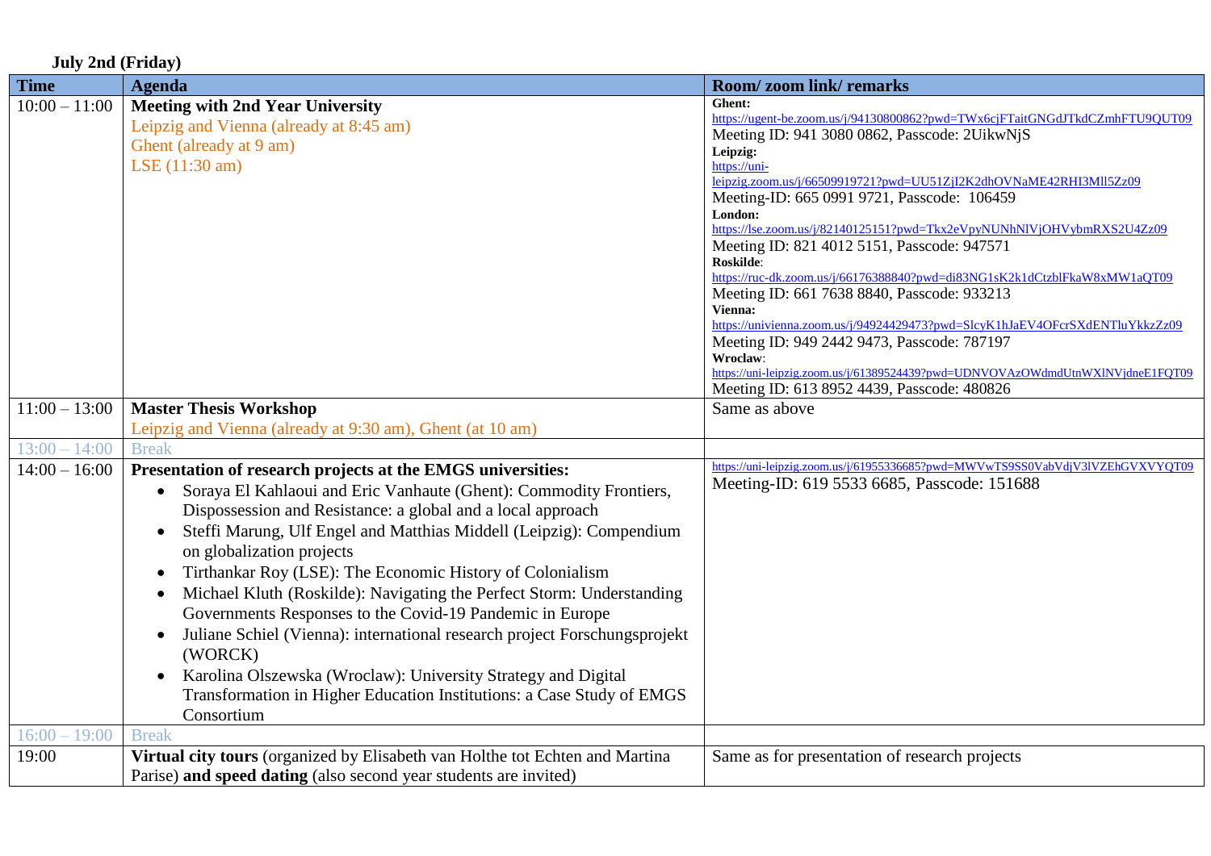**July 2nd (Friday)**

| Time | Agenda | Room/ zoom link/ remarks |
|---|---|---|
| 10:00 – 11:00 | **Meeting with 2nd Year University**<br>Leipzig and Vienna (already at 8:45 am)<br>Ghent (already at 9 am)<br>LSE (11:30 am) | **Ghent:**<br>https://ugent-be.zoom.us/j/94130800862?pwd=TWx6cjFTaitGNGdJTkdCZmhFTU9QUT09<br>Meeting ID: 941 3080 0862, Passcode: 2UikwNjS<br>**Leipzig:**<br>https://uni-leipzig.zoom.us/j/66509919721?pwd=UU51ZjI2K2dhOVNaME42RHI3Mll5Zz09<br>Meeting-ID: 665 0991 9721, Passcode: 106459<br>**London:**<br>https://lse.zoom.us/j/82140125151?pwd=Tkx2eVpyNUNhNlVjOHVybmRXS2U4Zz09<br>Meeting ID: 821 4012 5151, Passcode: 947571<br>**Roskilde**:<br>https://ruc-dk.zoom.us/j/66176388840?pwd=di83NG1sK2k1dCtzblFkaW8xMW1aQT09<br>Meeting ID: 661 7638 8840, Passcode: 933213<br>**Vienna:**<br>https://univienna.zoom.us/j/94924429473?pwd=SlcyK1hJaEV4OFcrSXdENTluYkkzZz09<br>Meeting ID: 949 2442 9473, Passcode: 787197<br>**Wroclaw**:<br>https://uni-leipzig.zoom.us/j/61389524439?pwd=UDNVOVAzOWdmdUtnWXlNVjdneE1FQT09<br>Meeting ID: 613 8952 4439, Passcode: 480826 |
| 11:00 – 13:00 | **Master Thesis Workshop**<br>Leipzig and Vienna (already at 9:30 am), Ghent (at 10 am) | Same as above |
| 13:00 – 14:00 | Break | |
| 14:00 – 16:00 | **Presentation of research projects at the EMGS universities:**<br>• Soraya El Kahlaoui and Eric Vanhaute (Ghent): Commodity Frontiers, Dispossession and Resistance: a global and a local approach<br>• Steffi Marung, Ulf Engel and Matthias Middell (Leipzig): Compendium on globalization projects<br>• Tirthankar Roy (LSE): The Economic History of Colonialism<br>• Michael Kluth (Roskilde): Navigating the Perfect Storm: Understanding Governments Responses to the Covid-19 Pandemic in Europe<br>• Juliane Schiel (Vienna): international research project Forschungsprojekt (WORCK)<br>• Karolina Olszewska (Wroclaw): University Strategy and Digital Transformation in Higher Education Institutions: a Case Study of EMGS Consortium | https://uni-leipzig.zoom.us/j/61955336685?pwd=MWVwTS9SS0VabVdjV3lVZEhGVXVYQT09<br>Meeting-ID: 619 5533 6685, Passcode: 151688 |
| 16:00 – 19:00 | Break | |
| 19:00 | **Virtual city tours** (organized by Elisabeth van Holthe tot Echten and Martina Parise) **and speed dating** (also second year students are invited) | Same as for presentation of research projects |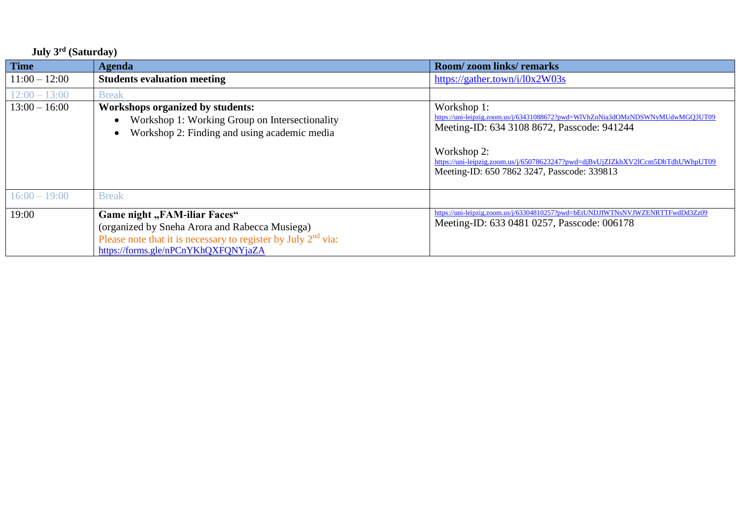**July 3rd (Saturday)**

| Time | Agenda | Room/ zoom links/ remarks |
|---|---|---|
| 11:00 – 12:00 | **Students evaluation meeting** | https://gather.town/i/l0x2W03s |
| 12:00 – 13:00 | Break | |
| 13:00 – 16:00 | **Workshops organized by students:** <br>• Workshop 1: Working Group on Intersectionality <br>• Workshop 2: Finding and using academic media | Workshop 1: <br>https://uni-leipzig.zoom.us/j/63431088672?pwd=WlVhZnNia3dOMzNDSWNyMUdwMGQ3UT09 <br>Meeting-ID: 634 3108 8672, Passcode: 941244 <br><br>Workshop 2: <br>https://uni-leipzig.zoom.us/j/65078623247?pwd=djBvUjZIZkhXV2lCcm5DbTdhUWhpUT09 <br>Meeting-ID: 650 7862 3247, Passcode: 339813 |
| 16:00 – 19:00 | Break | |
| 19:00 | **Game night „FAM-iliar Faces"** <br>(organized by Sneha Arora and Rabecca Musiega) <br>Please note that it is necessary to register by July 2nd via: <br>https://forms.gle/nPCnYKhQXFQNYjaZA | https://uni-leipzig.zoom.us/j/63304810257?pwd=bEtUNDJIWTNsNVJWZENRTTFwdDd3Zz09 <br>Meeting-ID: 633 0481 0257, Passcode: 006178 |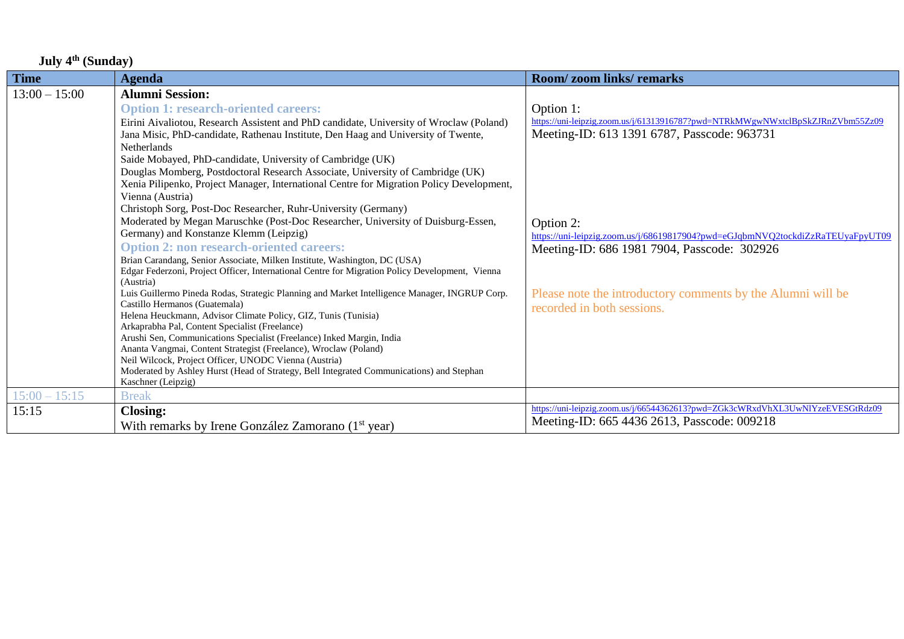**July 4th (Sunday)**

| Time | Agenda | Room/ zoom links/ remarks |
|---|---|---|
| 13:00 – 15:00 | **Alumni Session:**<br>**Option 1: research-oriented careers:**<br>Eirini Aivaliotou, Research Assistent and PhD candidate, University of Wroclaw (Poland)<br>Jana Misic, PhD-candidate, Rathenau Institute, Den Haag and University of Twente, Netherlands<br>Saide Mobayed, PhD-candidate, University of Cambridge (UK)<br>Douglas Momberg, Postdoctoral Research Associate, University of Cambridge (UK)<br>Xenia Pilipenko, Project Manager, International Centre for Migration Policy Development, Vienna (Austria)<br>Christoph Sorg, Post-Doc Researcher, Ruhr-University (Germany)<br>Moderated by Megan Maruschke (Post-Doc Researcher, University of Duisburg-Essen, Germany) and Konstanze Klemm (Leipzig)<br>**Option 2: non research-oriented careers:**<br>Brian Carandang, Senior Associate, Milken Institute, Washington, DC (USA)<br>Edgar Federzoni, Project Officer, International Centre for Migration Policy Development, Vienna (Austria)<br>Luis Guillermo Pineda Rodas, Strategic Planning and Market Intelligence Manager, INGRUP Corp. Castillo Hermanos (Guatemala)<br>Helena Heuckmann, Advisor Climate Policy, GIZ, Tunis (Tunisia)<br>Arkaprabha Pal, Content Specialist (Freelance)<br>Arushi Sen, Communications Specialist (Freelance) Inked Margin, India<br>Ananta Vangmai, Content Strategist (Freelance), Wroclaw (Poland)<br>Neil Wilcock, Project Officer, UNODC Vienna (Austria)<br>Moderated by Ashley Hurst (Head of Strategy, Bell Integrated Communications) and Stephan Kaschner (Leipzig) | Option 1:<br>https://uni-leipzig.zoom.us/j/61313916787?pwd=NTRkMWgwNWxtclBpSkZJRnZVbm55Zz09<br>Meeting-ID: 613 1391 6787, Passcode: 963731<br><br>Option 2:<br>https://uni-leipzig.zoom.us/j/68619817904?pwd=eGJqbmNVQ2tockdiZzRaTEUyaFpyUT09<br>Meeting-ID: 686 1981 7904, Passcode: 302926<br><br>Please note the introductory comments by the Alumni will be recorded in both sessions. |
| 15:00 – 15:15 | Break | |
| 15:15 | **Closing:**<br>With remarks by Irene González Zamorano (1st year) | https://uni-leipzig.zoom.us/j/66544362613?pwd=ZGk3cWRxdVhXL3UwNlYzeEVESGtRdz09<br>Meeting-ID: 665 4436 2613, Passcode: 009218 |